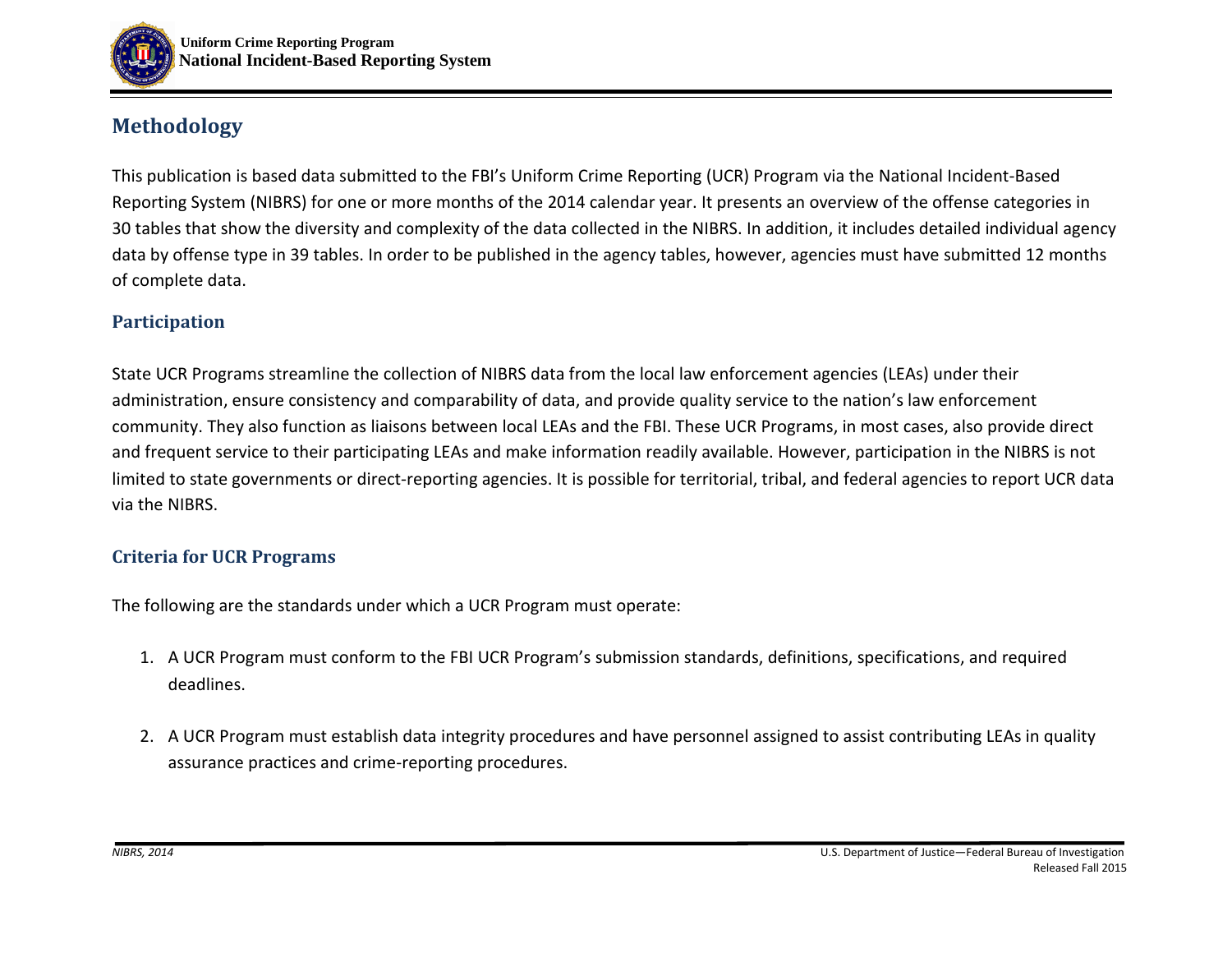# Methodology

This publication is based data submitted to the FBI's Uniform Crime Reporting (UCR) Program via the National Incident-Based Reporting System (NIBRS) for one or more months of the 2014 calendar year. It presents an overview of the offense categories in 30 tables that show the diversity and complexity of the data collected in the NIBRS. In addition, it includes detailed individual agency data by offense type in 39 tables. In order to be published in the agency tables, however, agencies must have submitted 12 months of complete data.

## Participation

State UCR Programs streamline the collection of NIBRS data from the local law enforcement agencies (LEAs) under their administration, ensure consistency and comparability of data, and provide quality service to the nation's law enforcement community. They also function as liaisons between local LEAs and the FBI. These UCR Programs, in most cases, also provide direct and frequent service to their participating LEAs and make information readily available. However, participation in the NIBRS is not limited to state governments or direct-reporting agencies. It is possible for territorial, tribal, and federal agencies to report UCR data via the NIBRS.

## Criteria for UCR Programs

The following are the standards under which a UCR Program must operate:

1. A UCR Program must conform to the FBI UCR Program's submission standards, definitions, specifications, and required deadlines.

2. A UCR Program must establish data integrity procedures and have personnel assigned to assist contributing LEAs in quality assurance practices and crime-reporting procedures.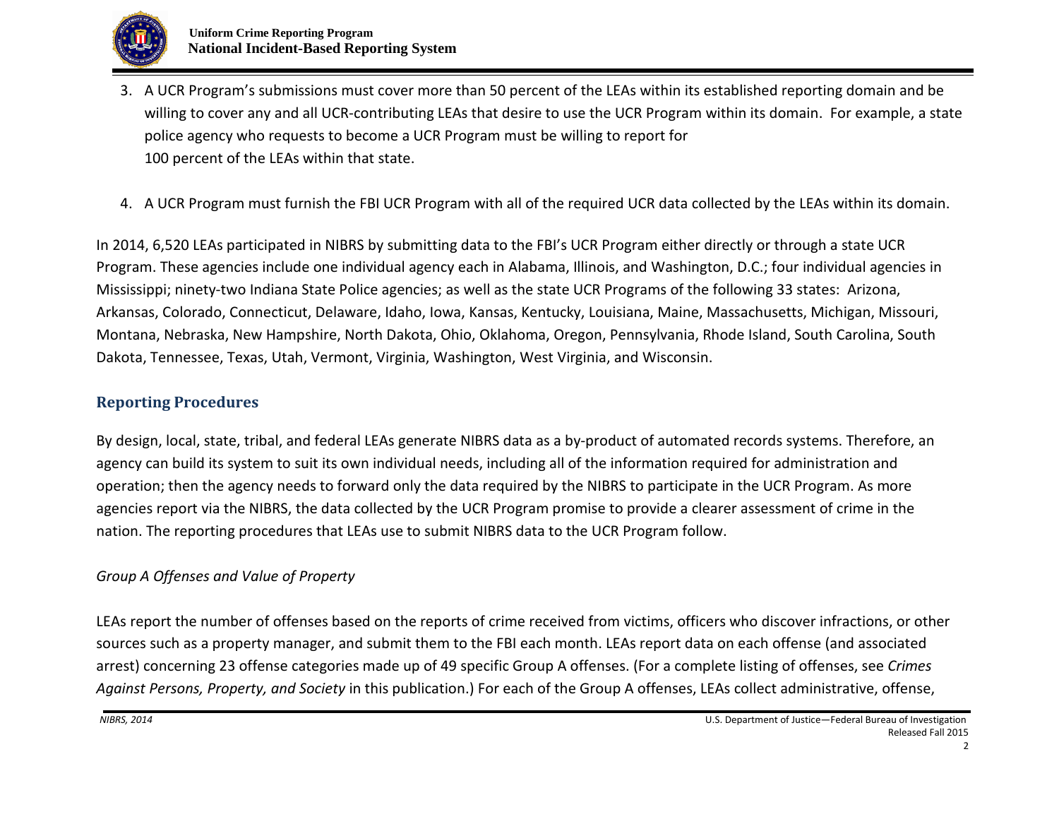3. A UCR Program's submissions must cover more than 50 percent of the LEAs within its established reporting domain and be willing to cover any and all UCR-contributing LEAs that desire to use the UCR Program within its domain. For example, a state police agency who requests to become a UCR Program must be willing to report for 100 percent of the LEAs within that state.

4. A UCR Program must furnish the FBI UCR Program with all of the required UCR data collected by the LEAs within its domain.

In 2014, 6,520 LEAs participated in NIBRS by submitting data to the FBI's UCR Program either directly or through a state UCR Program. These agencies include one individual agency each in Alabama, Illinois, and Washington, D.C.; four individual agencies in Mississippi; ninety-two Indiana State Police agencies; as well as the state UCR Programs of the following 33 states: Arizona, Arkansas, Colorado, Connecticut, Delaware, Idaho, Iowa, Kansas, Kentucky, Louisiana, Maine, Massachusetts, Michigan, Missouri, Montana, Nebraska, New Hampshire, North Dakota, Ohio, Oklahoma, Oregon, Pennsylvania, Rhode Island, South Carolina, South Dakota, Tennessee, Texas, Utah, Vermont, Virginia, Washington, West Virginia, and Wisconsin.

## Reporting Procedures

By design, local, state, tribal, and federal LEAs generate NIBRS data as a by-product of automated records systems. Therefore, an agency can build its system to suit its own individual needs, including all of the information required for administration and operation; then the agency needs to forward only the data required by the NIBRS to participate in the UCR Program. As more agencies report via the NIBRS, the data collected by the UCR Program promise to provide a clearer assessment of crime in the nation. The reporting procedures that LEAs use to submit NIBRS data to the UCR Program follow.

*Group A Offenses and Value of Property*

LEAs report the number of offenses based on the reports of crime received from victims, officers who discover infractions, or other sources such as a property manager, and submit them to the FBI each month. LEAs report data on each offense (and associated arrest) concerning 23 offense categories made up of 49 specific Group A offenses. (For a complete listing of offenses, see *Crimes Against Persons, Property, and Society* in this publication.) For each of the Group A offenses, LEAs collect administrative, offense,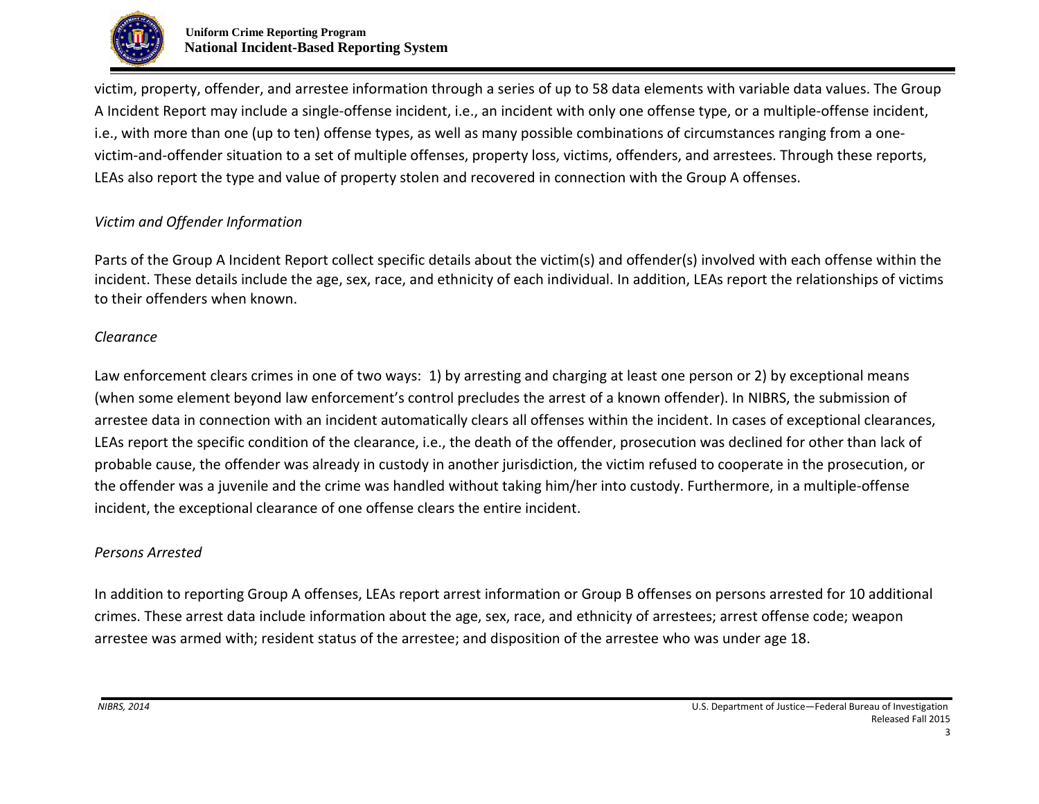victim, property, offender, and arrestee information through a series of up to 58 data elements with variable data values. The Group A Incident Report may include a single-offense incident, i.e., an incident with only one offense type, or a multiple-offense incident, i.e., with more than one (up to ten) offense types, as well as many possible combinations of circumstances ranging from a one-victim-and-offender situation to a set of multiple offenses, property loss, victims, offenders, and arrestees. Through these reports, LEAs also report the type and value of property stolen and recovered in connection with the Group A offenses.

*Victim and Offender Information*

Parts of the Group A Incident Report collect specific details about the victim(s) and offender(s) involved with each offense within the incident. These details include the age, sex, race, and ethnicity of each individual. In addition, LEAs report the relationships of victims to their offenders when known.

*Clearance*

Law enforcement clears crimes in one of two ways: 1) by arresting and charging at least one person or 2) by exceptional means (when some element beyond law enforcement's control precludes the arrest of a known offender). In NIBRS, the submission of arrestee data in connection with an incident automatically clears all offenses within the incident. In cases of exceptional clearances, LEAs report the specific condition of the clearance, i.e., the death of the offender, prosecution was declined for other than lack of probable cause, the offender was already in custody in another jurisdiction, the victim refused to cooperate in the prosecution, or the offender was a juvenile and the crime was handled without taking him/her into custody. Furthermore, in a multiple-offense incident, the exceptional clearance of one offense clears the entire incident.

*Persons Arrested*

In addition to reporting Group A offenses, LEAs report arrest information or Group B offenses on persons arrested for 10 additional crimes. These arrest data include information about the age, sex, race, and ethnicity of arrestees; arrest offense code; weapon arrestee was armed with; resident status of the arrestee; and disposition of the arrestee who was under age 18.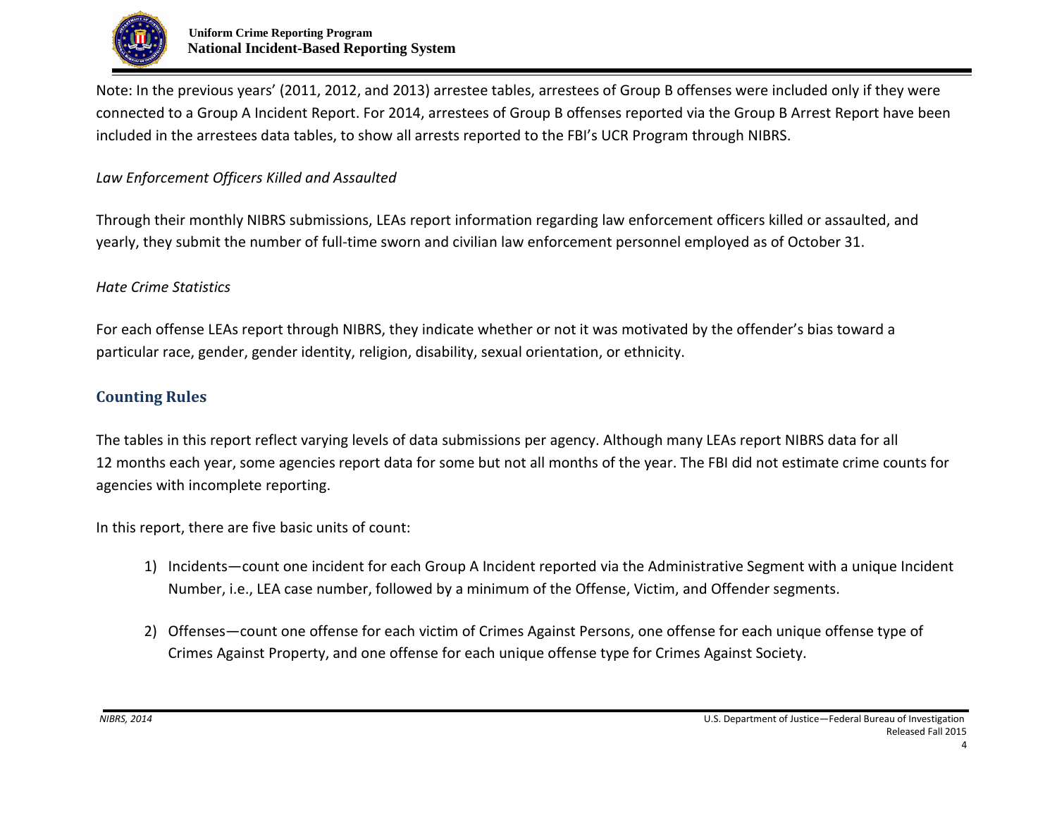Note: In the previous years' (2011, 2012, and 2013) arrestee tables, arrestees of Group B offenses were included only if they were connected to a Group A Incident Report. For 2014, arrestees of Group B offenses reported via the Group B Arrest Report have been included in the arrestees data tables, to show all arrests reported to the FBI's UCR Program through NIBRS.

*Law Enforcement Officers Killed and Assaulted*

Through their monthly NIBRS submissions, LEAs report information regarding law enforcement officers killed or assaulted, and yearly, they submit the number of full-time sworn and civilian law enforcement personnel employed as of October 31.

*Hate Crime Statistics*

For each offense LEAs report through NIBRS, they indicate whether or not it was motivated by the offender's bias toward a particular race, gender, gender identity, religion, disability, sexual orientation, or ethnicity.

## Counting Rules

The tables in this report reflect varying levels of data submissions per agency. Although many LEAs report NIBRS data for all 12 months each year, some agencies report data for some but not all months of the year. The FBI did not estimate crime counts for agencies with incomplete reporting.

In this report, there are five basic units of count:

1) Incidents—count one incident for each Group A Incident reported via the Administrative Segment with a unique Incident Number, i.e., LEA case number, followed by a minimum of the Offense, Victim, and Offender segments.

2) Offenses—count one offense for each victim of Crimes Against Persons, one offense for each unique offense type of Crimes Against Property, and one offense for each unique offense type for Crimes Against Society.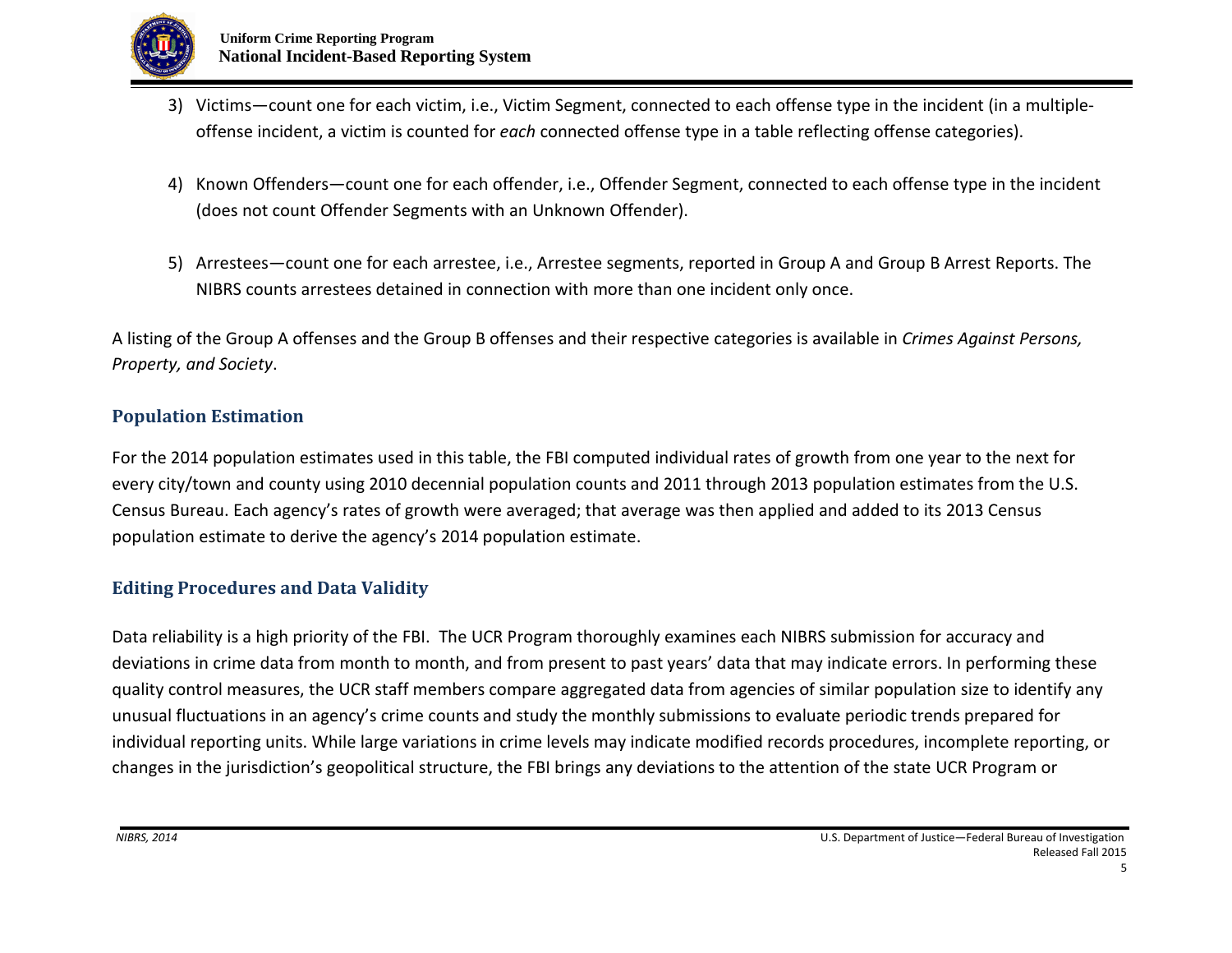3) Victims—count one for each victim, i.e., Victim Segment, connected to each offense type in the incident (in a multiple-offense incident, a victim is counted for *each* connected offense type in a table reflecting offense categories).

4) Known Offenders—count one for each offender, i.e., Offender Segment, connected to each offense type in the incident (does not count Offender Segments with an Unknown Offender).

5) Arrestees—count one for each arrestee, i.e., Arrestee segments, reported in Group A and Group B Arrest Reports. The NIBRS counts arrestees detained in connection with more than one incident only once.

A listing of the Group A offenses and the Group B offenses and their respective categories is available in *Crimes Against Persons, Property, and Society*.

## Population Estimation

For the 2014 population estimates used in this table, the FBI computed individual rates of growth from one year to the next for every city/town and county using 2010 decennial population counts and 2011 through 2013 population estimates from the U.S. Census Bureau. Each agency's rates of growth were averaged; that average was then applied and added to its 2013 Census population estimate to derive the agency's 2014 population estimate.

## Editing Procedures and Data Validity

Data reliability is a high priority of the FBI. The UCR Program thoroughly examines each NIBRS submission for accuracy and deviations in crime data from month to month, and from present to past years' data that may indicate errors. In performing these quality control measures, the UCR staff members compare aggregated data from agencies of similar population size to identify any unusual fluctuations in an agency's crime counts and study the monthly submissions to evaluate periodic trends prepared for individual reporting units. While large variations in crime levels may indicate modified records procedures, incomplete reporting, or changes in the jurisdiction's geopolitical structure, the FBI brings any deviations to the attention of the state UCR Program or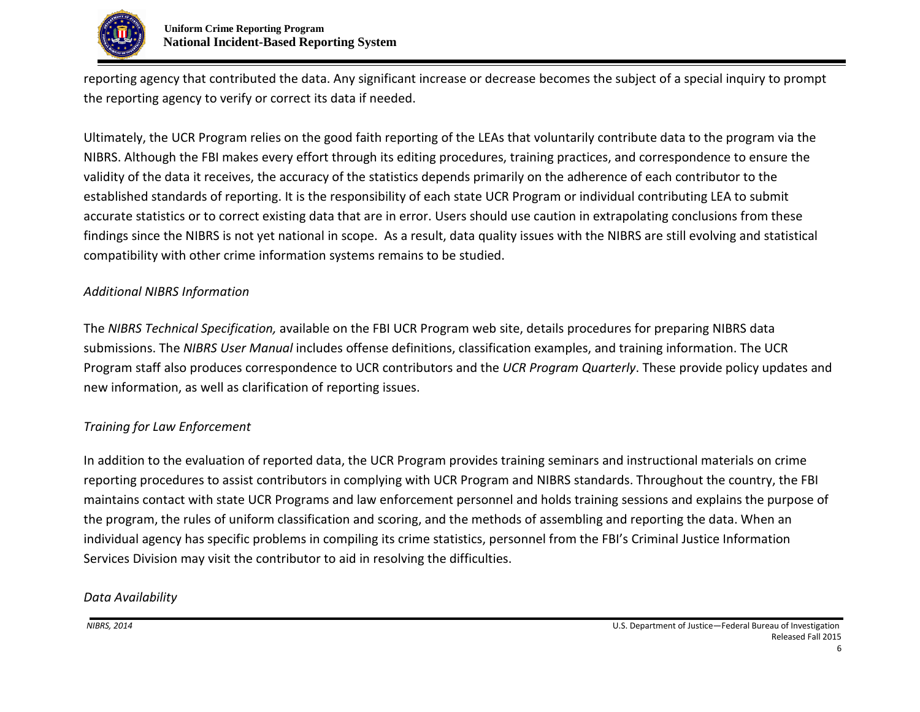reporting agency that contributed the data. Any significant increase or decrease becomes the subject of a special inquiry to prompt the reporting agency to verify or correct its data if needed.

Ultimately, the UCR Program relies on the good faith reporting of the LEAs that voluntarily contribute data to the program via the NIBRS. Although the FBI makes every effort through its editing procedures, training practices, and correspondence to ensure the validity of the data it receives, the accuracy of the statistics depends primarily on the adherence of each contributor to the established standards of reporting. It is the responsibility of each state UCR Program or individual contributing LEA to submit accurate statistics or to correct existing data that are in error. Users should use caution in extrapolating conclusions from these findings since the NIBRS is not yet national in scope. As a result, data quality issues with the NIBRS are still evolving and statistical compatibility with other crime information systems remains to be studied.

*Additional NIBRS Information*

The *NIBRS Technical Specification,* available on the FBI UCR Program web site, details procedures for preparing NIBRS data submissions. The *NIBRS User Manual* includes offense definitions, classification examples, and training information. The UCR Program staff also produces correspondence to UCR contributors and the *UCR Program Quarterly*. These provide policy updates and new information, as well as clarification of reporting issues.

*Training for Law Enforcement*

In addition to the evaluation of reported data, the UCR Program provides training seminars and instructional materials on crime reporting procedures to assist contributors in complying with UCR Program and NIBRS standards. Throughout the country, the FBI maintains contact with state UCR Programs and law enforcement personnel and holds training sessions and explains the purpose of the program, the rules of uniform classification and scoring, and the methods of assembling and reporting the data. When an individual agency has specific problems in compiling its crime statistics, personnel from the FBI's Criminal Justice Information Services Division may visit the contributor to aid in resolving the difficulties.

*Data Availability*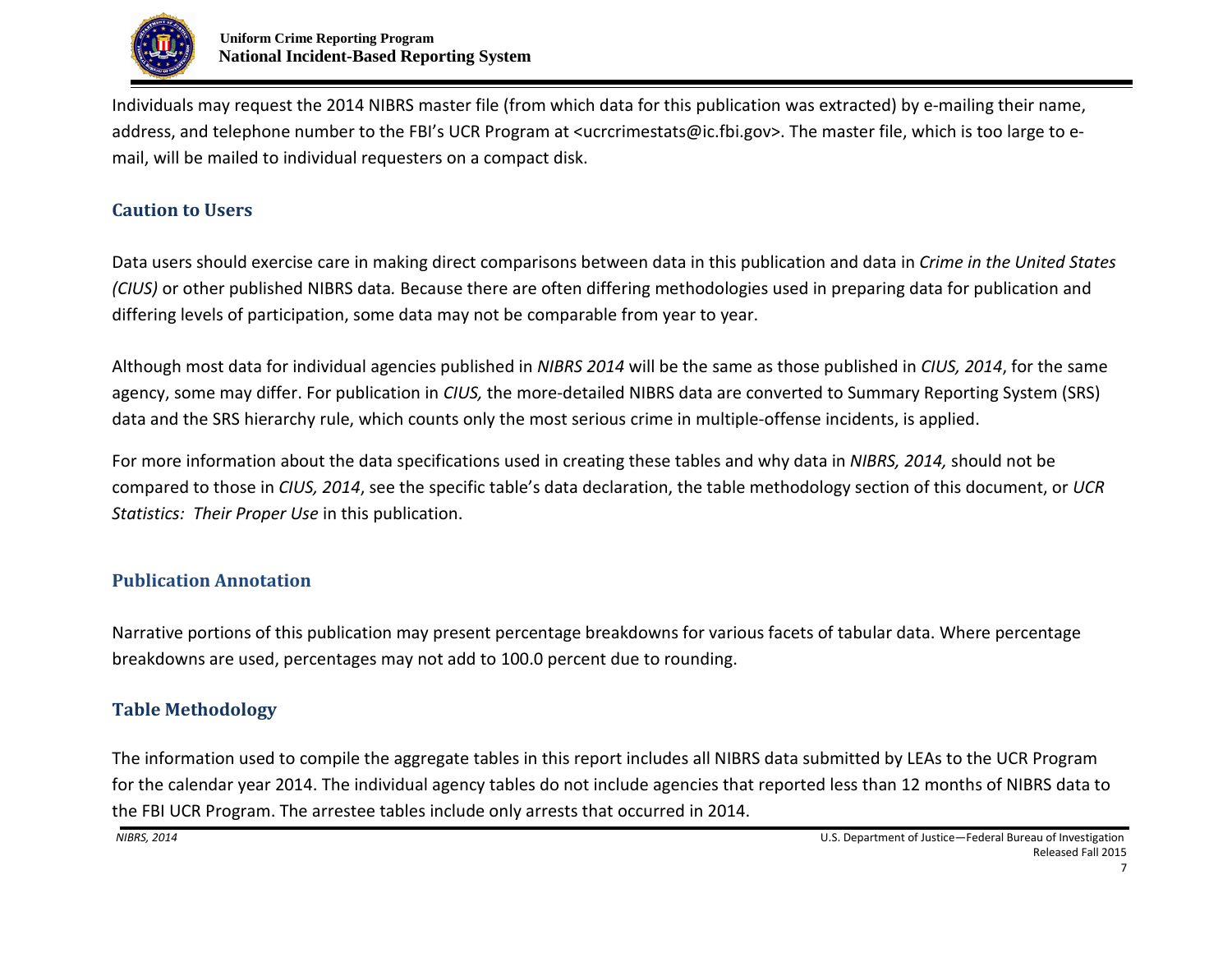Individuals may request the 2014 NIBRS master file (from which data for this publication was extracted) by e-mailing their name, address, and telephone number to the FBI's UCR Program at <ucrcrimestats@ic.fbi.gov>. The master file, which is too large to e-mail, will be mailed to individual requesters on a compact disk.

## Caution to Users

Data users should exercise care in making direct comparisons between data in this publication and data in *Crime in the United States (CIUS)* or other published NIBRS data. Because there are often differing methodologies used in preparing data for publication and differing levels of participation, some data may not be comparable from year to year.

Although most data for individual agencies published in *NIBRS 2014* will be the same as those published in *CIUS, 2014*, for the same agency, some may differ. For publication in *CIUS,* the more-detailed NIBRS data are converted to Summary Reporting System (SRS) data and the SRS hierarchy rule, which counts only the most serious crime in multiple-offense incidents, is applied.

For more information about the data specifications used in creating these tables and why data in *NIBRS, 2014,* should not be compared to those in *CIUS, 2014*, see the specific table's data declaration, the table methodology section of this document, or *UCR Statistics: Their Proper Use* in this publication.

## Publication Annotation

Narrative portions of this publication may present percentage breakdowns for various facets of tabular data. Where percentage breakdowns are used, percentages may not add to 100.0 percent due to rounding.

## Table Methodology

The information used to compile the aggregate tables in this report includes all NIBRS data submitted by LEAs to the UCR Program for the calendar year 2014. The individual agency tables do not include agencies that reported less than 12 months of NIBRS data to the FBI UCR Program. The arrestee tables include only arrests that occurred in 2014.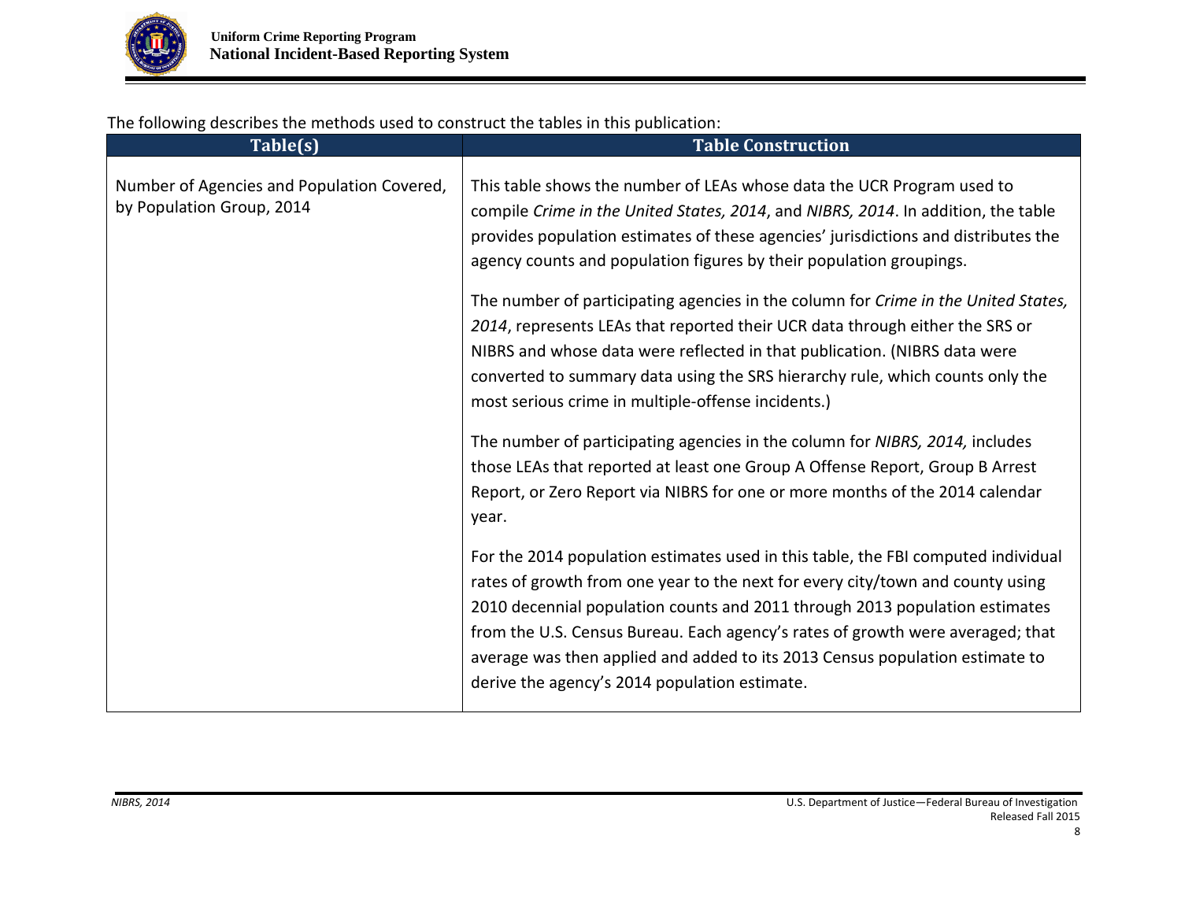The following describes the methods used to construct the tables in this publication:

| Table(s) | Table Construction |
|---|---|
| Number of Agencies and Population Covered, by Population Group, 2014 | This table shows the number of LEAs whose data the UCR Program used to compile *Crime in the United States, 2014*, and *NIBRS, 2014*. In addition, the table provides population estimates of these agencies' jurisdictions and distributes the agency counts and population figures by their population groupings.<br><br>The number of participating agencies in the column for *Crime in the United States, 2014*, represents LEAs that reported their UCR data through either the SRS or NIBRS and whose data were reflected in that publication. (NIBRS data were converted to summary data using the SRS hierarchy rule, which counts only the most serious crime in multiple-offense incidents.)<br><br>The number of participating agencies in the column for *NIBRS, 2014,* includes those LEAs that reported at least one Group A Offense Report, Group B Arrest Report, or Zero Report via NIBRS for one or more months of the 2014 calendar year.<br><br>For the 2014 population estimates used in this table, the FBI computed individual rates of growth from one year to the next for every city/town and county using 2010 decennial population counts and 2011 through 2013 population estimates from the U.S. Census Bureau. Each agency's rates of growth were averaged; that average was then applied and added to its 2013 Census population estimate to derive the agency's 2014 population estimate. |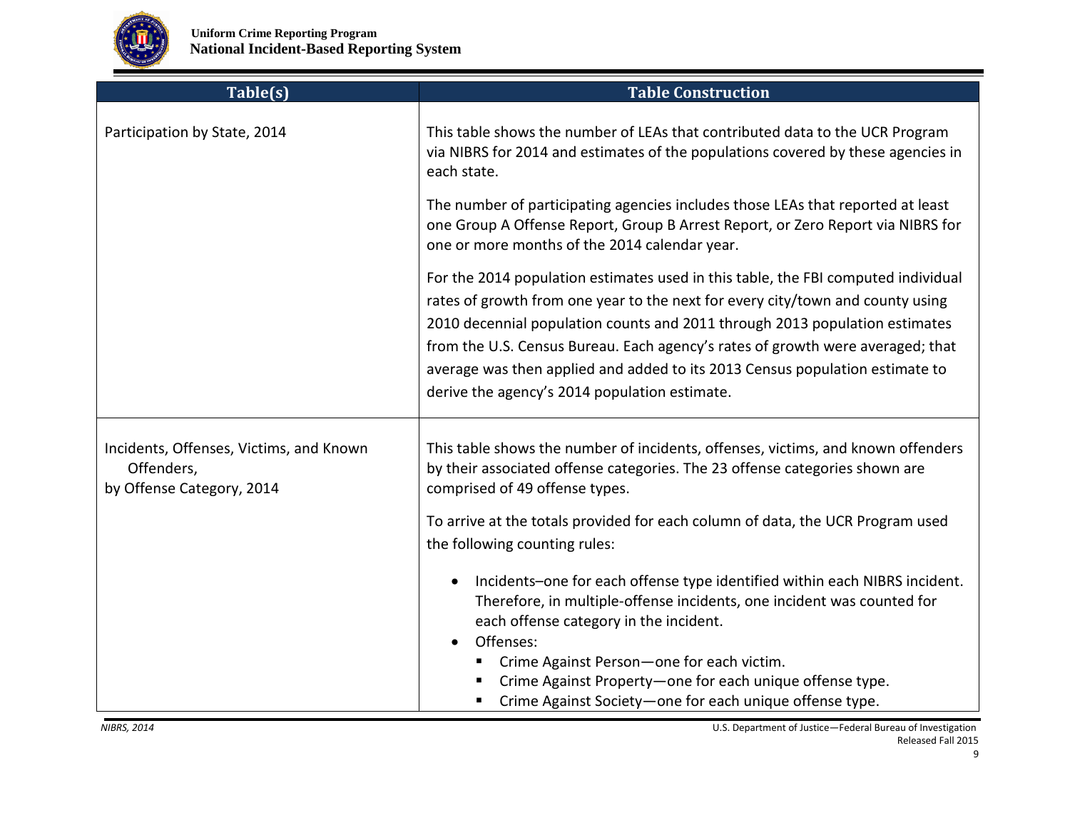| Table(s) | Table Construction |
|---|---|
| Participation by State, 2014 | This table shows the number of LEAs that contributed data to the UCR Program via NIBRS for 2014 and estimates of the populations covered by these agencies in each state.<br><br>The number of participating agencies includes those LEAs that reported at least one Group A Offense Report, Group B Arrest Report, or Zero Report via NIBRS for one or more months of the 2014 calendar year.<br><br>For the 2014 population estimates used in this table, the FBI computed individual rates of growth from one year to the next for every city/town and county using 2010 decennial population counts and 2011 through 2013 population estimates from the U.S. Census Bureau. Each agency's rates of growth were averaged; that average was then applied and added to its 2013 Census population estimate to derive the agency's 2014 population estimate. |
| Incidents, Offenses, Victims, and Known Offenders, by Offense Category, 2014 | This table shows the number of incidents, offenses, victims, and known offenders by their associated offense categories. The 23 offense categories shown are comprised of 49 offense types.<br><br>To arrive at the totals provided for each column of data, the UCR Program used the following counting rules:<br><br>• Incidents–one for each offense type identified within each NIBRS incident. Therefore, in multiple-offense incidents, one incident was counted for each offense category in the incident.<br>• Offenses:<br>&nbsp;&nbsp;▪ Crime Against Person—one for each victim.<br>&nbsp;&nbsp;▪ Crime Against Property—one for each unique offense type.<br>&nbsp;&nbsp;▪ Crime Against Society—one for each unique offense type. |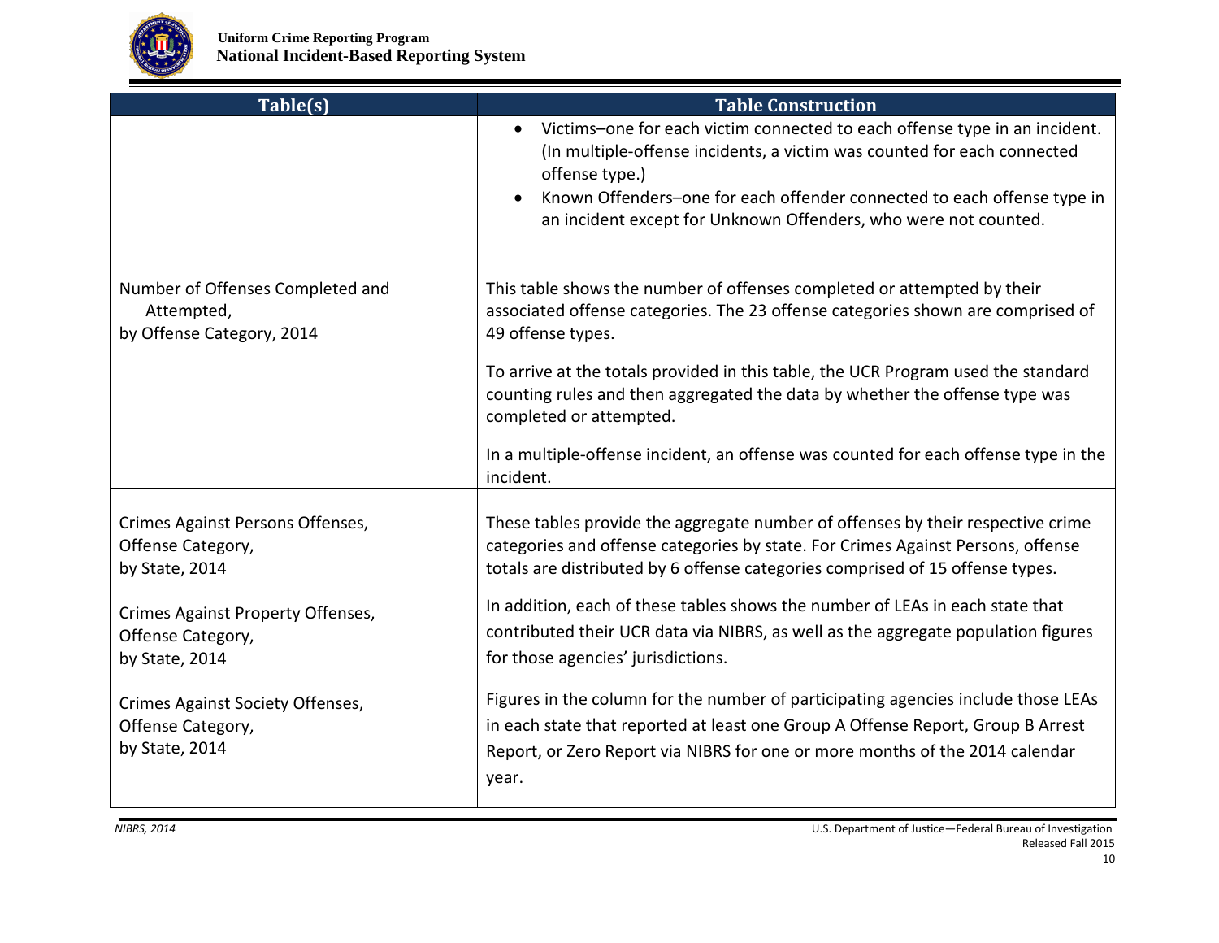| Table(s) | Table Construction |
|---|---|
| | • Victims–one for each victim connected to each offense type in an incident. (In multiple-offense incidents, a victim was counted for each connected offense type.)<br>• Known Offenders–one for each offender connected to each offense type in an incident except for Unknown Offenders, who were not counted. |
| Number of Offenses Completed and Attempted, by Offense Category, 2014 | This table shows the number of offenses completed or attempted by their associated offense categories. The 23 offense categories shown are comprised of 49 offense types.<br><br>To arrive at the totals provided in this table, the UCR Program used the standard counting rules and then aggregated the data by whether the offense type was completed or attempted.<br><br>In a multiple-offense incident, an offense was counted for each offense type in the incident. |
| Crimes Against Persons Offenses, Offense Category, by State, 2014<br><br>Crimes Against Property Offenses, Offense Category, by State, 2014<br><br>Crimes Against Society Offenses, Offense Category, by State, 2014 | These tables provide the aggregate number of offenses by their respective crime categories and offense categories by state. For Crimes Against Persons, offense totals are distributed by 6 offense categories comprised of 15 offense types.<br><br>In addition, each of these tables shows the number of LEAs in each state that contributed their UCR data via NIBRS, as well as the aggregate population figures for those agencies' jurisdictions.<br><br>Figures in the column for the number of participating agencies include those LEAs in each state that reported at least one Group A Offense Report, Group B Arrest Report, or Zero Report via NIBRS for one or more months of the 2014 calendar year. |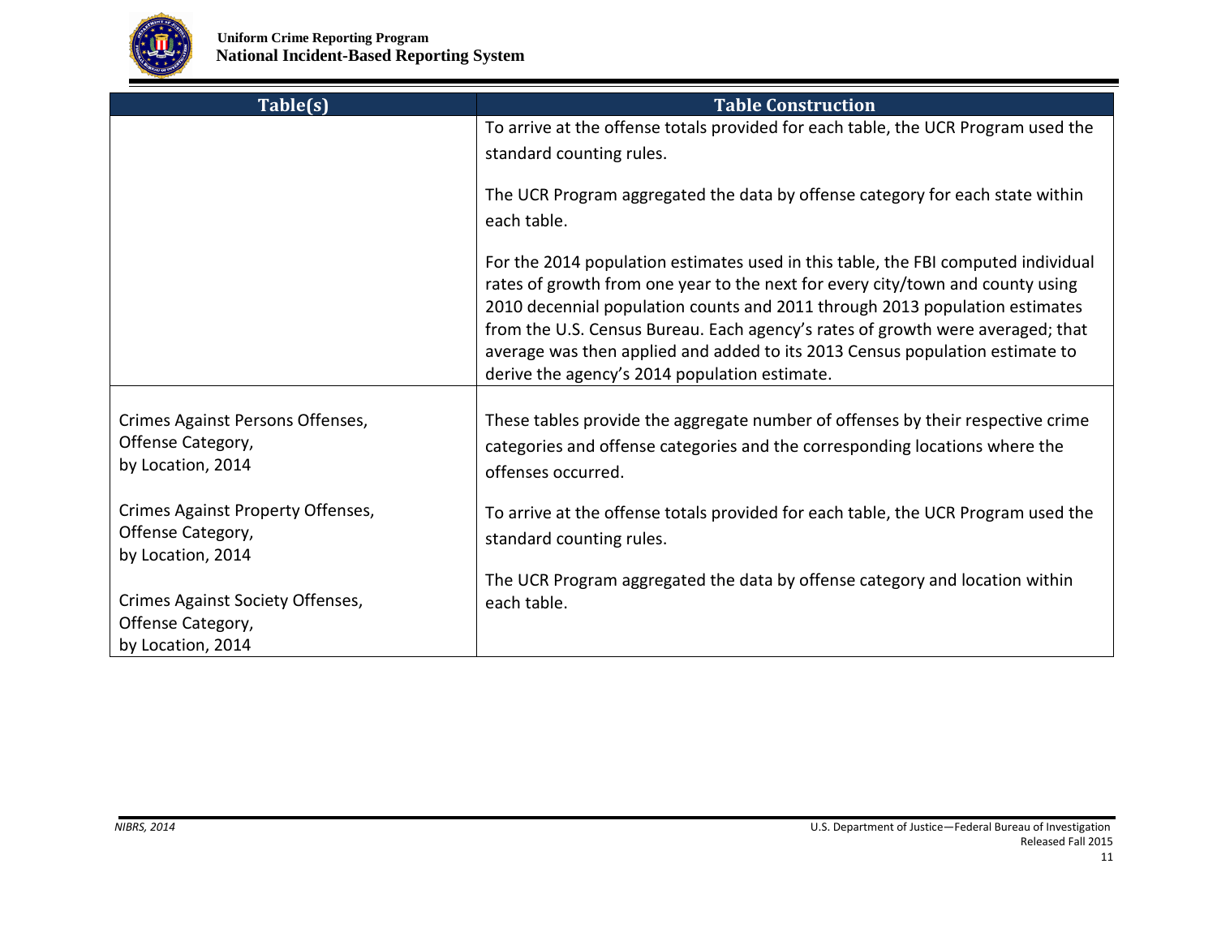| Table(s) | Table Construction |
| --- | --- |
| | To arrive at the offense totals provided for each table, the UCR Program used the standard counting rules.<br><br>The UCR Program aggregated the data by offense category for each state within each table.<br><br>For the 2014 population estimates used in this table, the FBI computed individual rates of growth from one year to the next for every city/town and county using 2010 decennial population counts and 2011 through 2013 population estimates from the U.S. Census Bureau. Each agency's rates of growth were averaged; that average was then applied and added to its 2013 Census population estimate to derive the agency's 2014 population estimate. |
| Crimes Against Persons Offenses, Offense Category, by Location, 2014<br><br>Crimes Against Property Offenses, Offense Category, by Location, 2014<br><br>Crimes Against Society Offenses, Offense Category, by Location, 2014 | These tables provide the aggregate number of offenses by their respective crime categories and offense categories and the corresponding locations where the offenses occurred.<br><br>To arrive at the offense totals provided for each table, the UCR Program used the standard counting rules.<br><br>The UCR Program aggregated the data by offense category and location within each table. |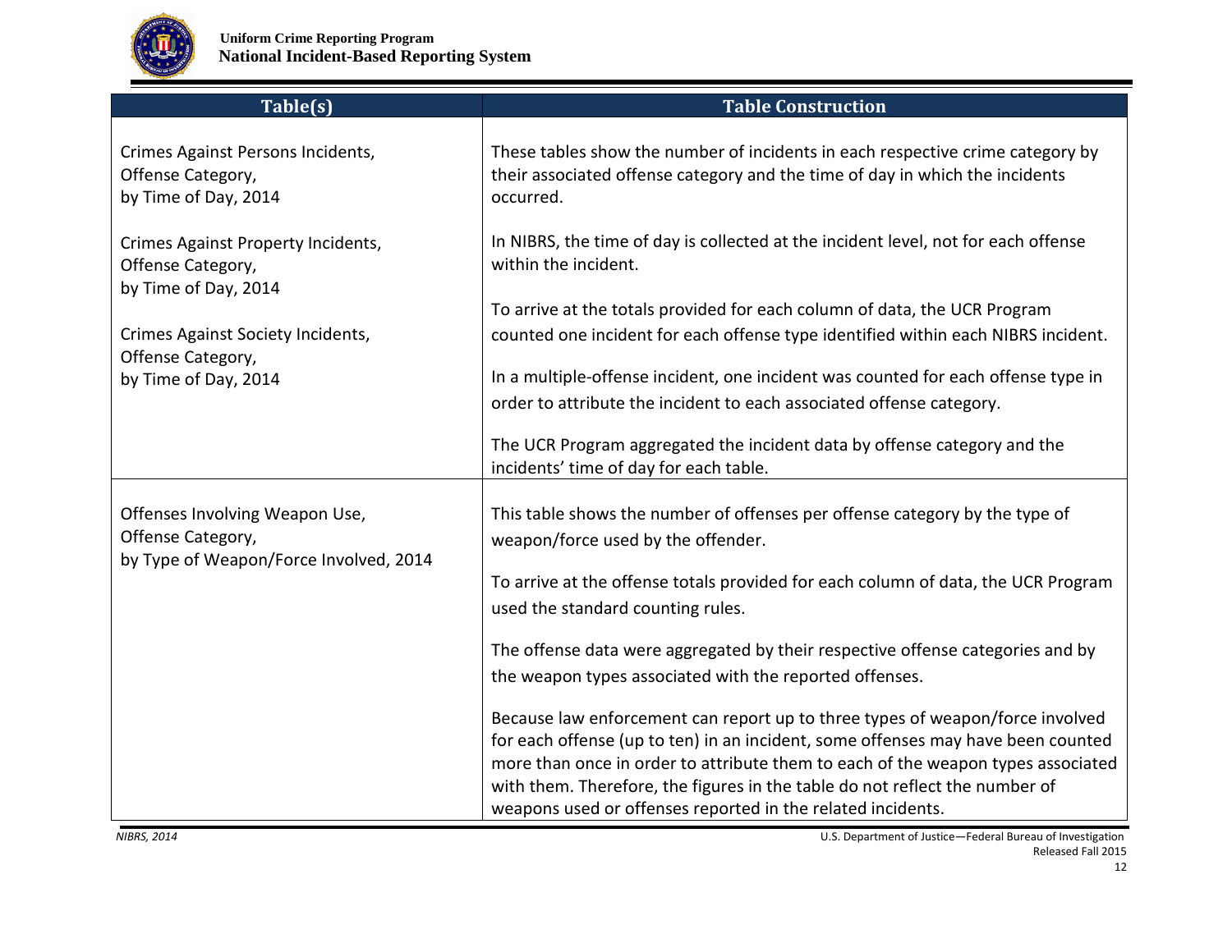| Table(s) | Table Construction |
| --- | --- |
| Crimes Against Persons Incidents, Offense Category, by Time of Day, 2014<br><br>Crimes Against Property Incidents, Offense Category, by Time of Day, 2014<br><br>Crimes Against Society Incidents, Offense Category, by Time of Day, 2014 | These tables show the number of incidents in each respective crime category by their associated offense category and the time of day in which the incidents occurred.<br><br>In NIBRS, the time of day is collected at the incident level, not for each offense within the incident.<br><br>To arrive at the totals provided for each column of data, the UCR Program counted one incident for each offense type identified within each NIBRS incident.<br><br>In a multiple-offense incident, one incident was counted for each offense type in order to attribute the incident to each associated offense category.<br><br>The UCR Program aggregated the incident data by offense category and the incidents' time of day for each table. |
| Offenses Involving Weapon Use, Offense Category, by Type of Weapon/Force Involved, 2014 | This table shows the number of offenses per offense category by the type of weapon/force used by the offender.<br><br>To arrive at the offense totals provided for each column of data, the UCR Program used the standard counting rules.<br><br>The offense data were aggregated by their respective offense categories and by the weapon types associated with the reported offenses.<br><br>Because law enforcement can report up to three types of weapon/force involved for each offense (up to ten) in an incident, some offenses may have been counted more than once in order to attribute them to each of the weapon types associated with them. Therefore, the figures in the table do not reflect the number of weapons used or offenses reported in the related incidents. |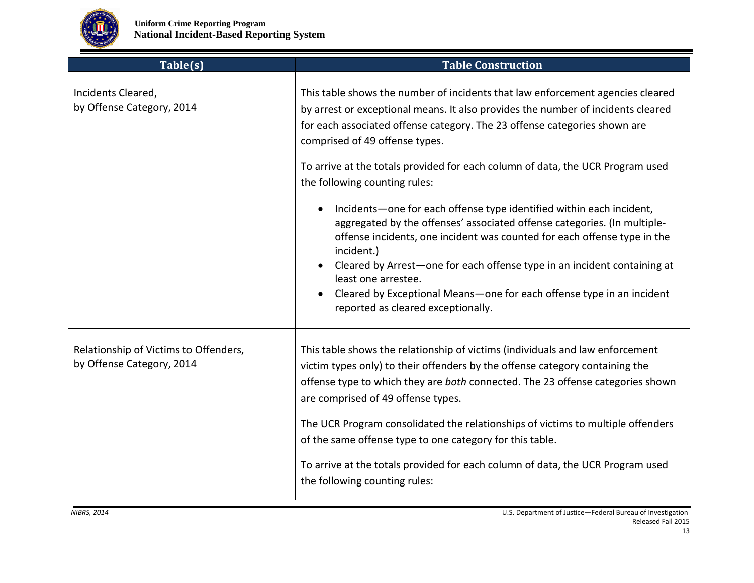| Table(s) | Table Construction |
|---|---|
| Incidents Cleared, by Offense Category, 2014 | This table shows the number of incidents that law enforcement agencies cleared by arrest or exceptional means. It also provides the number of incidents cleared for each associated offense category. The 23 offense categories shown are comprised of 49 offense types.<br><br>To arrive at the totals provided for each column of data, the UCR Program used the following counting rules:<br><br>• Incidents—one for each offense type identified within each incident, aggregated by the offenses' associated offense categories. (In multiple-offense incidents, one incident was counted for each offense type in the incident.)<br>• Cleared by Arrest—one for each offense type in an incident containing at least one arrestee.<br>• Cleared by Exceptional Means—one for each offense type in an incident reported as cleared exceptionally. |
| Relationship of Victims to Offenders, by Offense Category, 2014 | This table shows the relationship of victims (individuals and law enforcement victim types only) to their offenders by the offense category containing the offense type to which they are *both* connected. The 23 offense categories shown are comprised of 49 offense types.<br><br>The UCR Program consolidated the relationships of victims to multiple offenders of the same offense type to one category for this table.<br><br>To arrive at the totals provided for each column of data, the UCR Program used the following counting rules: |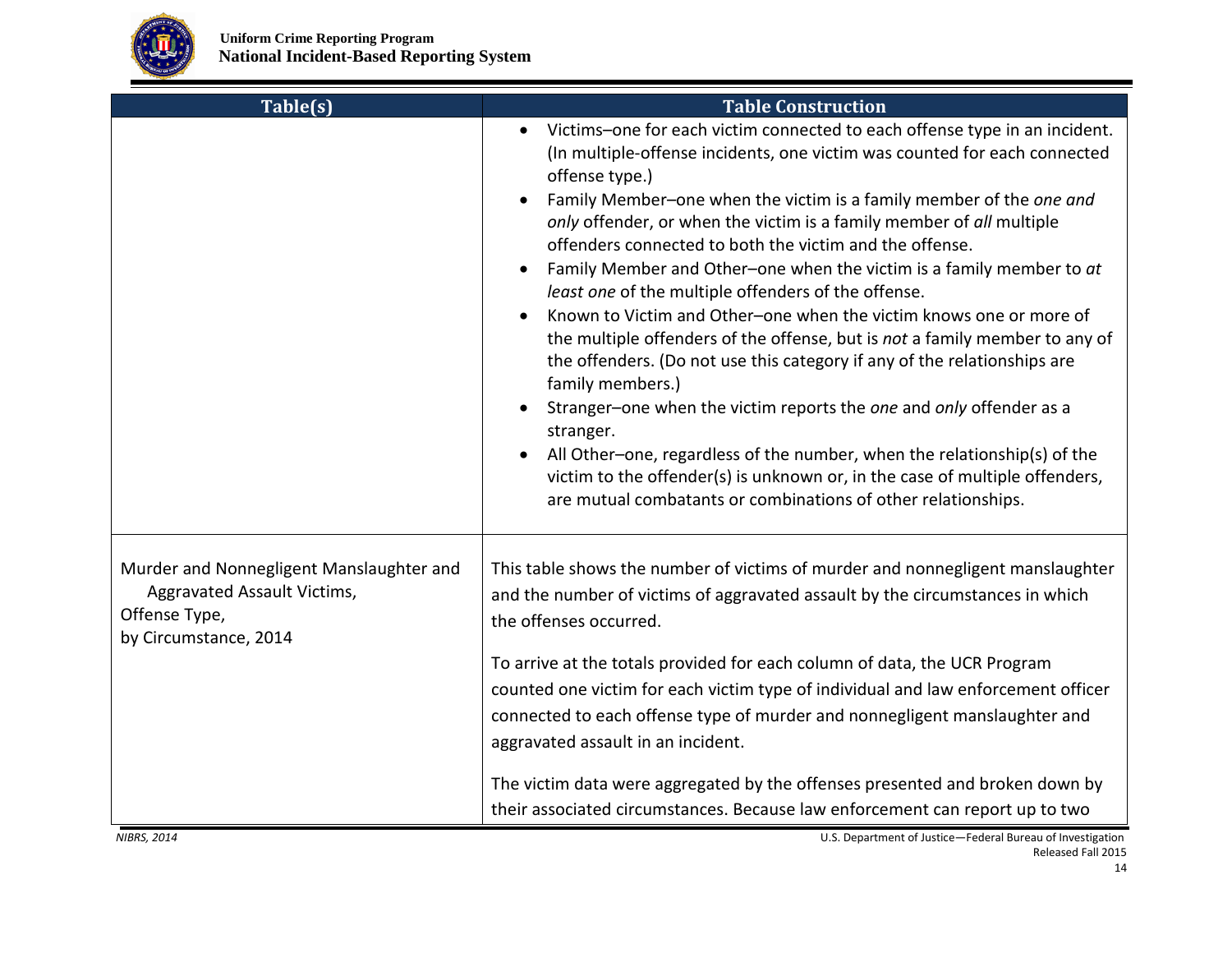| Table(s) | Table Construction |
|---|---|
| | • Victims–one for each victim connected to each offense type in an incident. (In multiple-offense incidents, one victim was counted for each connected offense type.)<br>• Family Member–one when the victim is a family member of the *one and only* offender, or when the victim is a family member of *all* multiple offenders connected to both the victim and the offense.<br>• Family Member and Other–one when the victim is a family member to *at least one* of the multiple offenders of the offense.<br>• Known to Victim and Other–one when the victim knows one or more of the multiple offenders of the offense, but is *not* a family member to any of the offenders. (Do not use this category if any of the relationships are family members.)<br>• Stranger–one when the victim reports the *one* and *only* offender as a stranger.<br>• All Other–one, regardless of the number, when the relationship(s) of the victim to the offender(s) is unknown or, in the case of multiple offenders, are mutual combatants or combinations of other relationships. |
| Murder and Nonnegligent Manslaughter and Aggravated Assault Victims, Offense Type, by Circumstance, 2014 | This table shows the number of victims of murder and nonnegligent manslaughter and the number of victims of aggravated assault by the circumstances in which the offenses occurred.<br><br>To arrive at the totals provided for each column of data, the UCR Program counted one victim for each victim type of individual and law enforcement officer connected to each offense type of murder and nonnegligent manslaughter and aggravated assault in an incident.<br><br>The victim data were aggregated by the offenses presented and broken down by their associated circumstances. Because law enforcement can report up to two |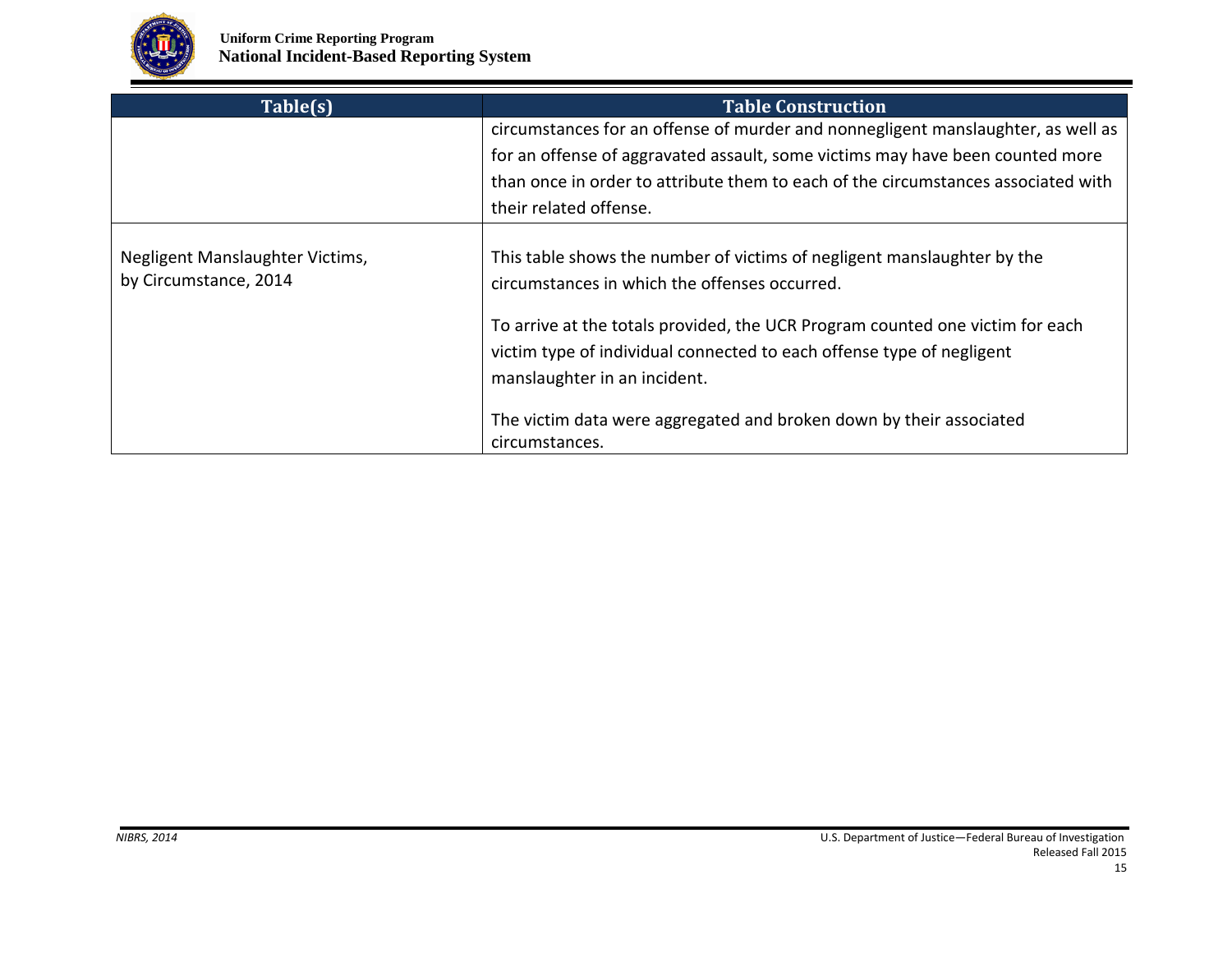| Table(s) | Table Construction |
|---|---|
| | circumstances for an offense of murder and nonnegligent manslaughter, as well as for an offense of aggravated assault, some victims may have been counted more than once in order to attribute them to each of the circumstances associated with their related offense. |
| Negligent Manslaughter Victims, by Circumstance, 2014 | This table shows the number of victims of negligent manslaughter by the circumstances in which the offenses occurred.<br><br>To arrive at the totals provided, the UCR Program counted one victim for each victim type of individual connected to each offense type of negligent manslaughter in an incident.<br><br>The victim data were aggregated and broken down by their associated circumstances. |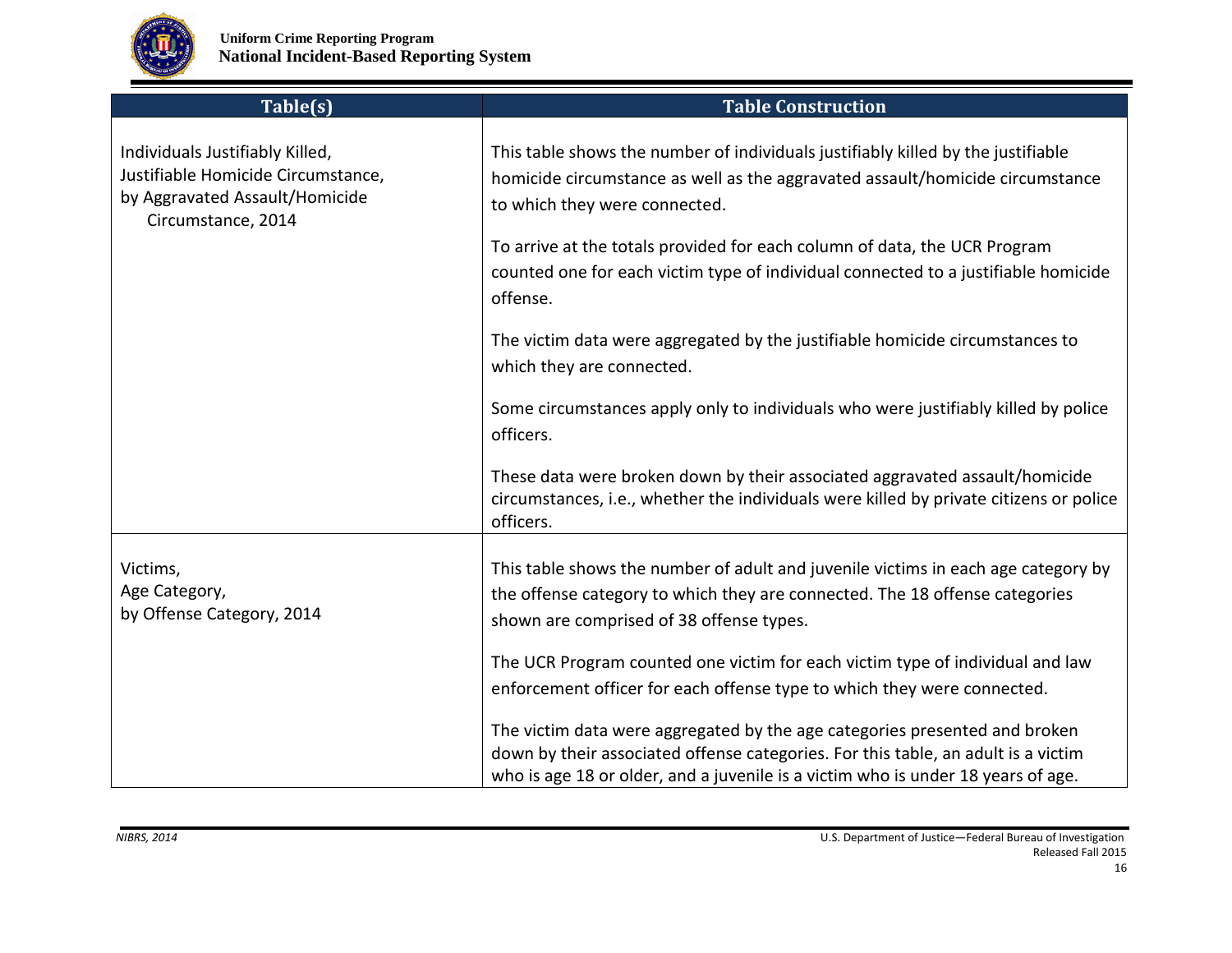| Table(s) | Table Construction |
|---|---|
| Individuals Justifiably Killed, Justifiable Homicide Circumstance, by Aggravated Assault/Homicide Circumstance, 2014 | This table shows the number of individuals justifiably killed by the justifiable homicide circumstance as well as the aggravated assault/homicide circumstance to which they were connected.<br><br>To arrive at the totals provided for each column of data, the UCR Program counted one for each victim type of individual connected to a justifiable homicide offense.<br><br>The victim data were aggregated by the justifiable homicide circumstances to which they are connected.<br><br>Some circumstances apply only to individuals who were justifiably killed by police officers.<br><br>These data were broken down by their associated aggravated assault/homicide circumstances, i.e., whether the individuals were killed by private citizens or police officers. |
| Victims, Age Category, by Offense Category, 2014 | This table shows the number of adult and juvenile victims in each age category by the offense category to which they are connected. The 18 offense categories shown are comprised of 38 offense types.<br><br>The UCR Program counted one victim for each victim type of individual and law enforcement officer for each offense type to which they were connected.<br><br>The victim data were aggregated by the age categories presented and broken down by their associated offense categories. For this table, an adult is a victim who is age 18 or older, and a juvenile is a victim who is under 18 years of age. |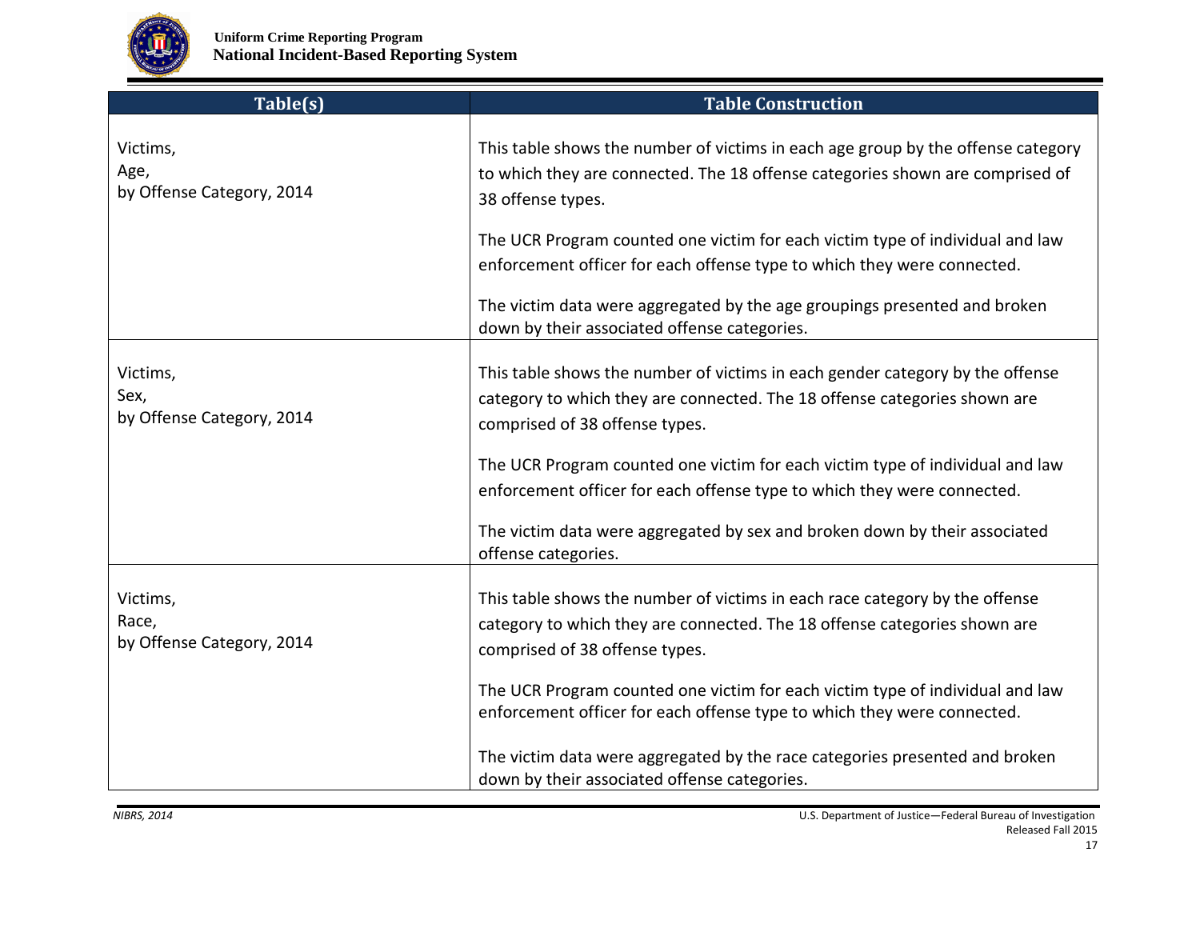| Table(s) | Table Construction |
|---|---|
| Victims,<br>Age,<br>by Offense Category, 2014 | This table shows the number of victims in each age group by the offense category to which they are connected. The 18 offense categories shown are comprised of 38 offense types.<br><br>The UCR Program counted one victim for each victim type of individual and law enforcement officer for each offense type to which they were connected.<br><br>The victim data were aggregated by the age groupings presented and broken down by their associated offense categories. |
| Victims,<br>Sex,<br>by Offense Category, 2014 | This table shows the number of victims in each gender category by the offense category to which they are connected. The 18 offense categories shown are comprised of 38 offense types.<br><br>The UCR Program counted one victim for each victim type of individual and law enforcement officer for each offense type to which they were connected.<br><br>The victim data were aggregated by sex and broken down by their associated offense categories. |
| Victims,<br>Race,<br>by Offense Category, 2014 | This table shows the number of victims in each race category by the offense category to which they are connected. The 18 offense categories shown are comprised of 38 offense types.<br><br>The UCR Program counted one victim for each victim type of individual and law enforcement officer for each offense type to which they were connected.<br><br>The victim data were aggregated by the race categories presented and broken down by their associated offense categories. |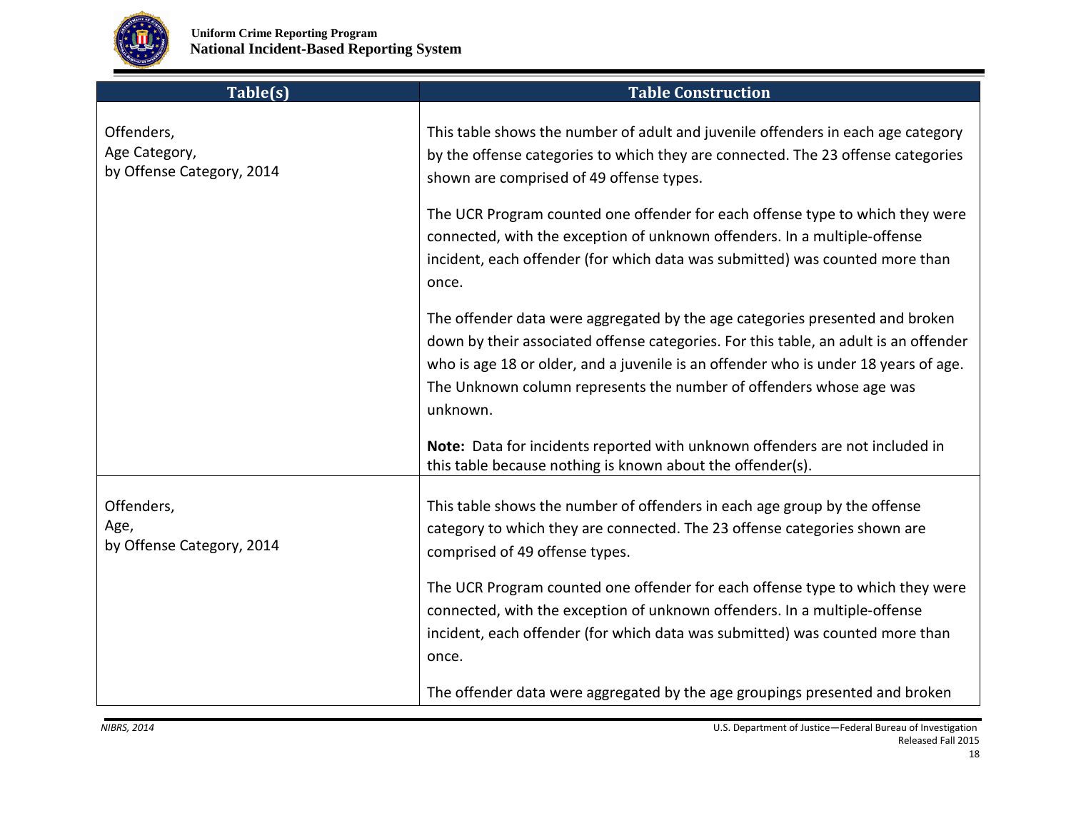| Table(s) | Table Construction |
|---|---|
| Offenders,<br>Age Category,<br>by Offense Category, 2014 | This table shows the number of adult and juvenile offenders in each age category by the offense categories to which they are connected. The 23 offense categories shown are comprised of 49 offense types.<br><br>The UCR Program counted one offender for each offense type to which they were connected, with the exception of unknown offenders. In a multiple-offense incident, each offender (for which data was submitted) was counted more than once.<br><br>The offender data were aggregated by the age categories presented and broken down by their associated offense categories. For this table, an adult is an offender who is age 18 or older, and a juvenile is an offender who is under 18 years of age. The Unknown column represents the number of offenders whose age was unknown.<br><br>**Note:** Data for incidents reported with unknown offenders are not included in this table because nothing is known about the offender(s). |
| Offenders,<br>Age,<br>by Offense Category, 2014 | This table shows the number of offenders in each age group by the offense category to which they are connected. The 23 offense categories shown are comprised of 49 offense types.<br><br>The UCR Program counted one offender for each offense type to which they were connected, with the exception of unknown offenders. In a multiple-offense incident, each offender (for which data was submitted) was counted more than once.<br><br>The offender data were aggregated by the age groupings presented and broken |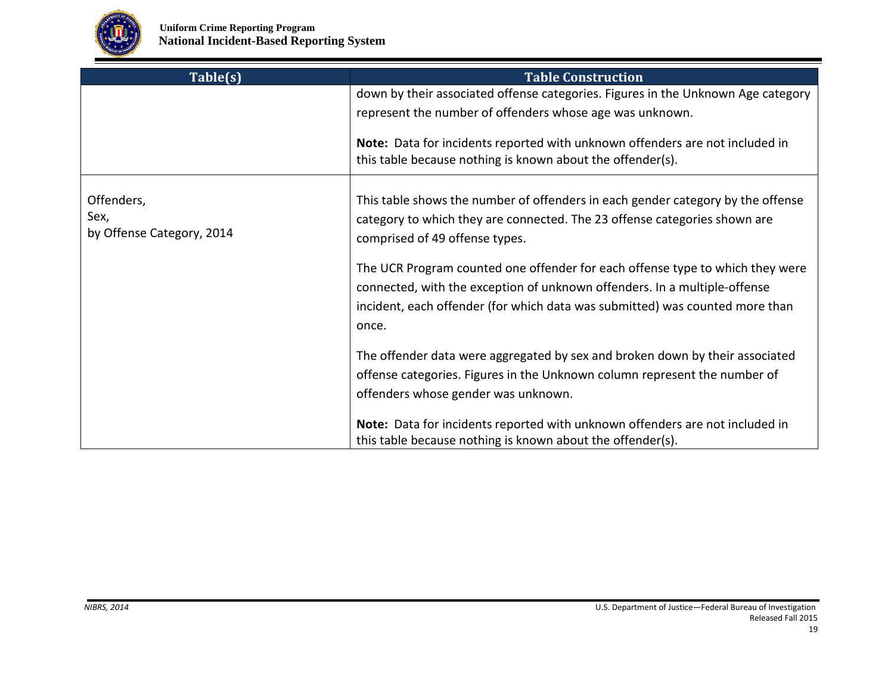| Table(s) | Table Construction |
|---|---|
| | down by their associated offense categories. Figures in the Unknown Age category represent the number of offenders whose age was unknown.<br><br>**Note:** Data for incidents reported with unknown offenders are not included in this table because nothing is known about the offender(s). |
| Offenders,<br>Sex,<br>by Offense Category, 2014 | This table shows the number of offenders in each gender category by the offense category to which they are connected. The 23 offense categories shown are comprised of 49 offense types.<br><br>The UCR Program counted one offender for each offense type to which they were connected, with the exception of unknown offenders. In a multiple-offense incident, each offender (for which data was submitted) was counted more than once.<br><br>The offender data were aggregated by sex and broken down by their associated offense categories. Figures in the Unknown column represent the number of offenders whose gender was unknown.<br><br>**Note:** Data for incidents reported with unknown offenders are not included in this table because nothing is known about the offender(s). |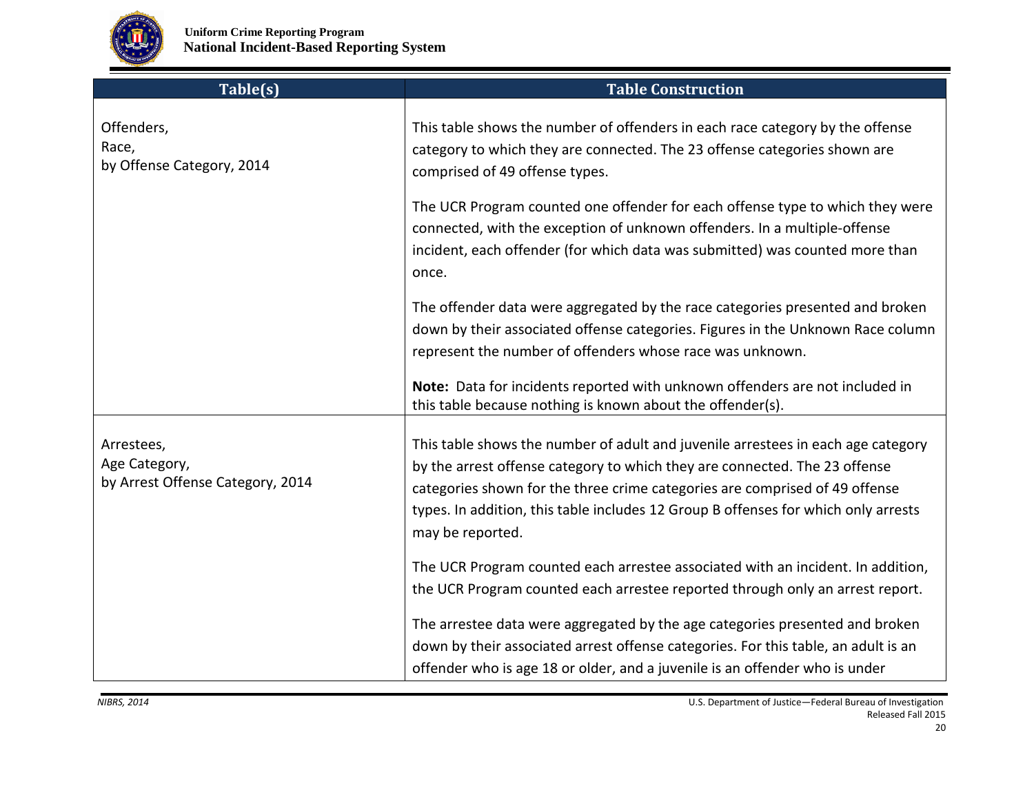| Table(s) | Table Construction |
|---|---|
| Offenders,<br>Race,<br>by Offense Category, 2014 | This table shows the number of offenders in each race category by the offense category to which they are connected. The 23 offense categories shown are comprised of 49 offense types.<br><br>The UCR Program counted one offender for each offense type to which they were connected, with the exception of unknown offenders. In a multiple-offense incident, each offender (for which data was submitted) was counted more than once.<br><br>The offender data were aggregated by the race categories presented and broken down by their associated offense categories. Figures in the Unknown Race column represent the number of offenders whose race was unknown.<br><br>**Note:** Data for incidents reported with unknown offenders are not included in this table because nothing is known about the offender(s). |
| Arrestees,<br>Age Category,<br>by Arrest Offense Category, 2014 | This table shows the number of adult and juvenile arrestees in each age category by the arrest offense category to which they are connected. The 23 offense categories shown for the three crime categories are comprised of 49 offense types. In addition, this table includes 12 Group B offenses for which only arrests may be reported.<br><br>The UCR Program counted each arrestee associated with an incident. In addition, the UCR Program counted each arrestee reported through only an arrest report.<br><br>The arrestee data were aggregated by the age categories presented and broken down by their associated arrest offense categories. For this table, an adult is an offender who is age 18 or older, and a juvenile is an offender who is under |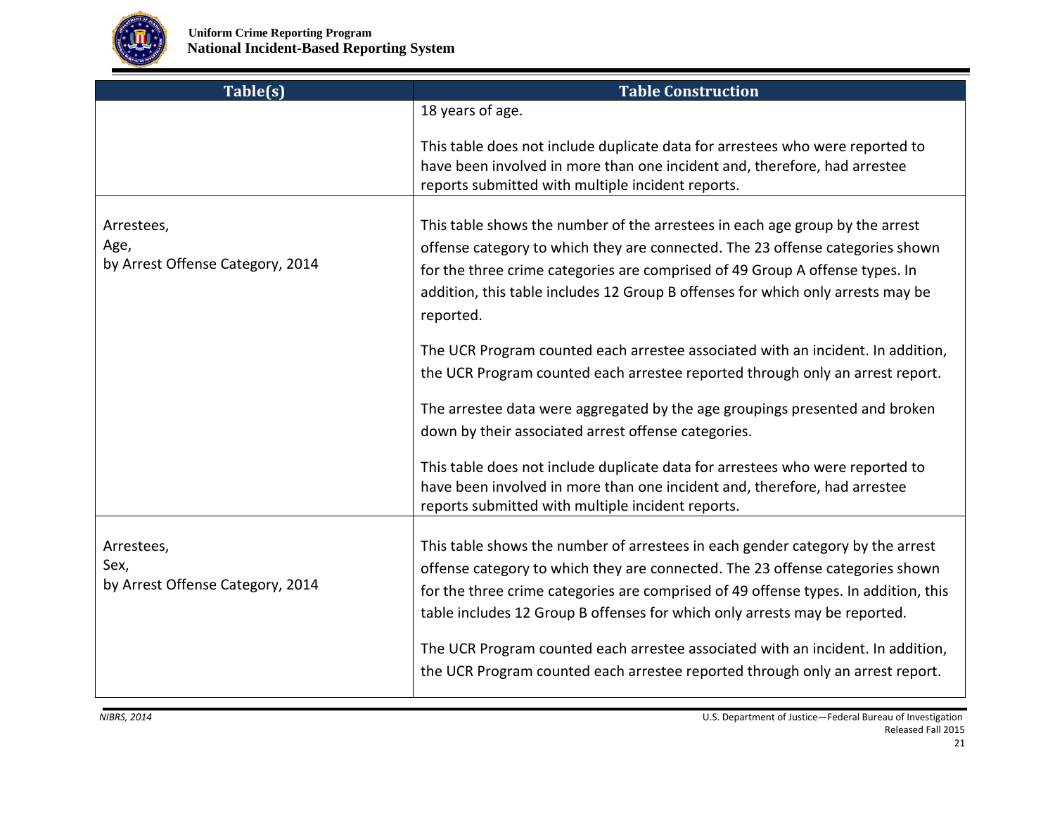| Table(s) | Table Construction |
| --- | --- |
| | 18 years of age.<br><br>This table does not include duplicate data for arrestees who were reported to have been involved in more than one incident and, therefore, had arrestee reports submitted with multiple incident reports. |
| Arrestees,<br>Age,<br>by Arrest Offense Category, 2014 | This table shows the number of the arrestees in each age group by the arrest offense category to which they are connected. The 23 offense categories shown for the three crime categories are comprised of 49 Group A offense types. In addition, this table includes 12 Group B offenses for which only arrests may be reported.<br><br>The UCR Program counted each arrestee associated with an incident. In addition, the UCR Program counted each arrestee reported through only an arrest report.<br><br>The arrestee data were aggregated by the age groupings presented and broken down by their associated arrest offense categories.<br><br>This table does not include duplicate data for arrestees who were reported to have been involved in more than one incident and, therefore, had arrestee reports submitted with multiple incident reports. |
| Arrestees,<br>Sex,<br>by Arrest Offense Category, 2014 | This table shows the number of arrestees in each gender category by the arrest offense category to which they are connected. The 23 offense categories shown for the three crime categories are comprised of 49 offense types. In addition, this table includes 12 Group B offenses for which only arrests may be reported.<br><br>The UCR Program counted each arrestee associated with an incident. In addition, the UCR Program counted each arrestee reported through only an arrest report. |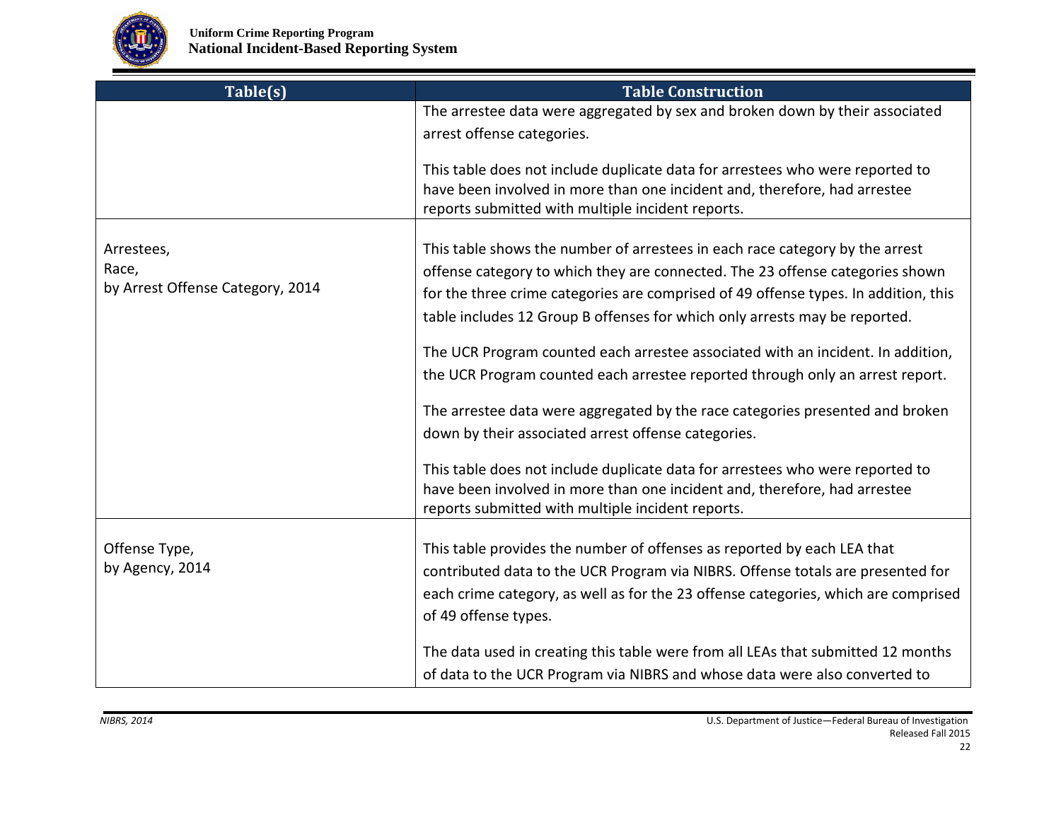| Table(s) | Table Construction |
| --- | --- |
| | The arrestee data were aggregated by sex and broken down by their associated arrest offense categories.<br><br>This table does not include duplicate data for arrestees who were reported to have been involved in more than one incident and, therefore, had arrestee reports submitted with multiple incident reports. |
| Arrestees,<br>Race,<br>by Arrest Offense Category, 2014 | This table shows the number of arrestees in each race category by the arrest offense category to which they are connected. The 23 offense categories shown for the three crime categories are comprised of 49 offense types. In addition, this table includes 12 Group B offenses for which only arrests may be reported.<br><br>The UCR Program counted each arrestee associated with an incident. In addition, the UCR Program counted each arrestee reported through only an arrest report.<br><br>The arrestee data were aggregated by the race categories presented and broken down by their associated arrest offense categories.<br><br>This table does not include duplicate data for arrestees who were reported to have been involved in more than one incident and, therefore, had arrestee reports submitted with multiple incident reports. |
| Offense Type,<br>by Agency, 2014 | This table provides the number of offenses as reported by each LEA that contributed data to the UCR Program via NIBRS. Offense totals are presented for each crime category, as well as for the 23 offense categories, which are comprised of 49 offense types.<br><br>The data used in creating this table were from all LEAs that submitted 12 months of data to the UCR Program via NIBRS and whose data were also converted to |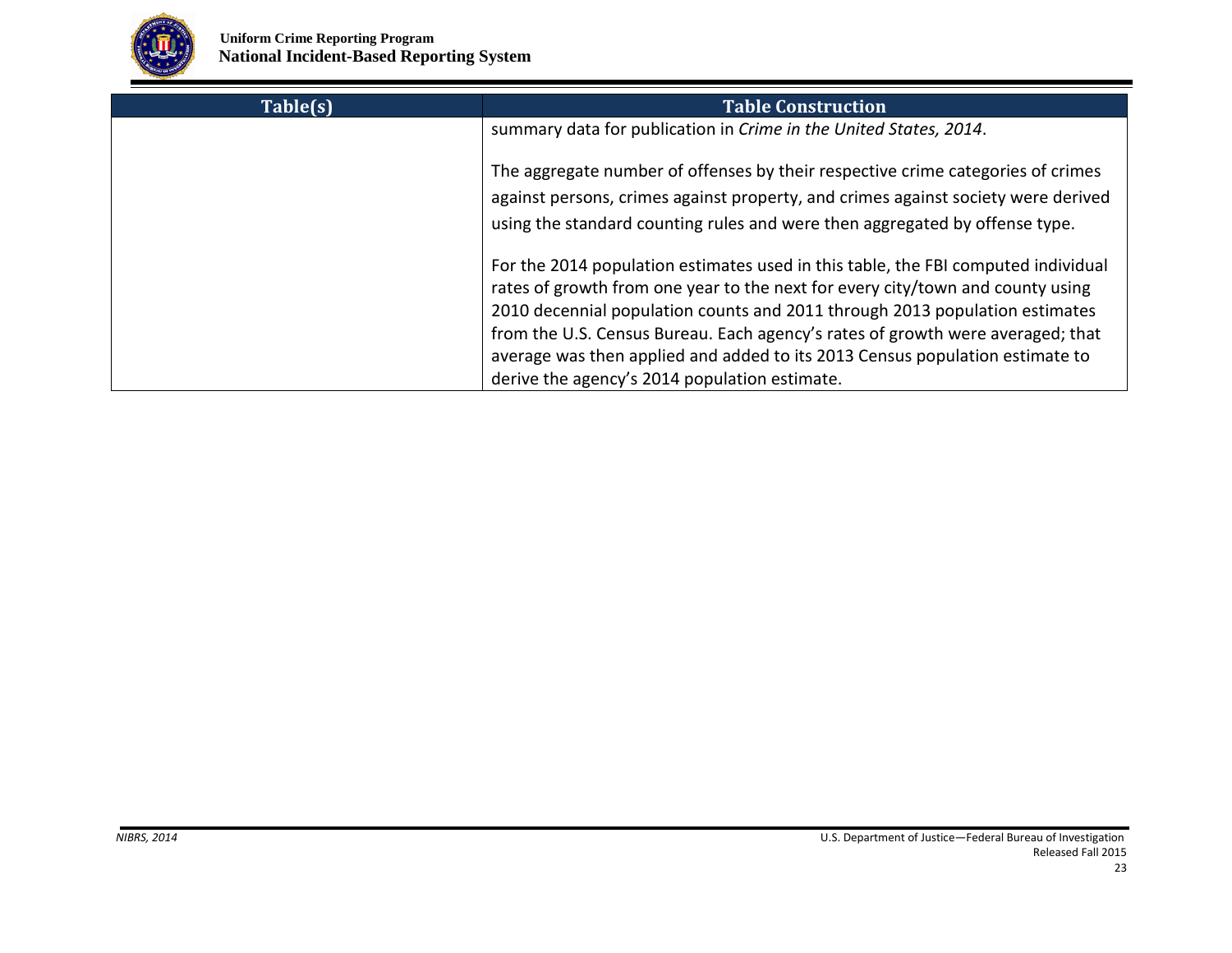| Table(s) | Table Construction |
|---|---|
| | summary data for publication in *Crime in the United States, 2014*.<br><br>The aggregate number of offenses by their respective crime categories of crimes against persons, crimes against property, and crimes against society were derived using the standard counting rules and were then aggregated by offense type.<br><br>For the 2014 population estimates used in this table, the FBI computed individual rates of growth from one year to the next for every city/town and county using 2010 decennial population counts and 2011 through 2013 population estimates from the U.S. Census Bureau. Each agency's rates of growth were averaged; that average was then applied and added to its 2013 Census population estimate to derive the agency's 2014 population estimate. |